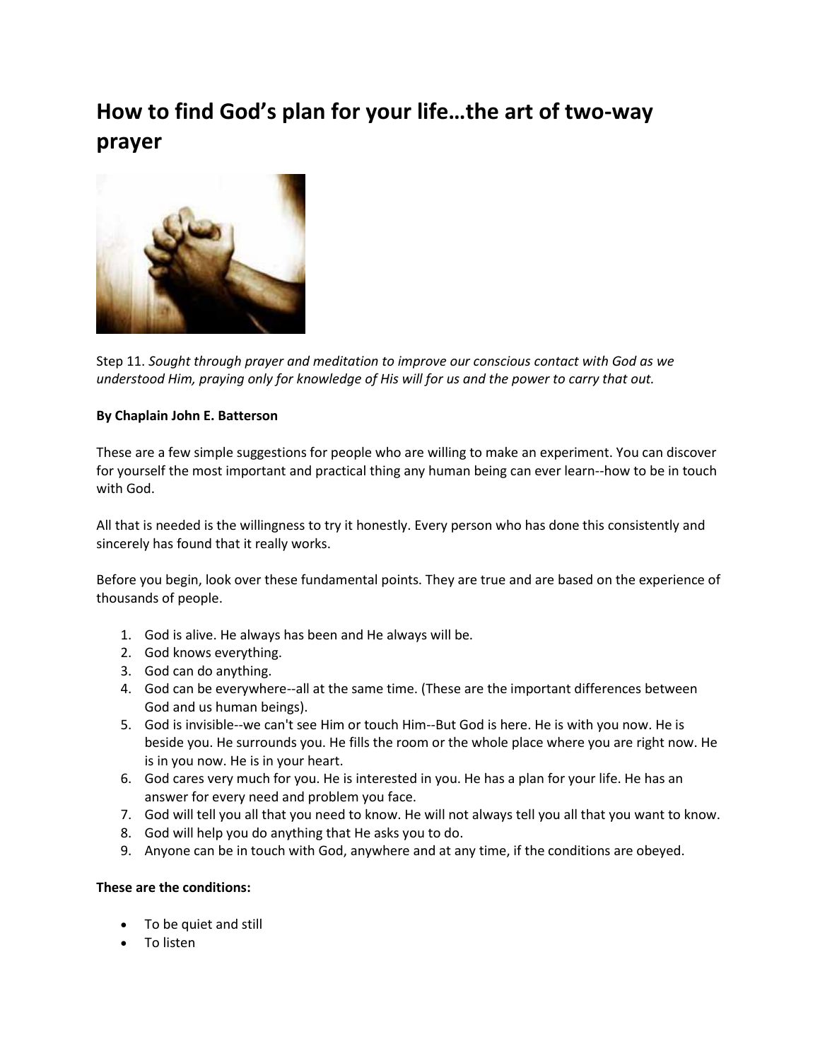# How to find God's plan for your life…the art of two-way prayer

Step 11. *Sought through prayer and meditation to improve our conscious contact with God as we understood Him, praying only for knowledge of His will for us and the power to carry that out.*

**By Chaplain John E. Batterson**

These are a few simple suggestions for people who are willing to make an experiment. You can discover for yourself the most important and practical thing any human being can ever learn--how to be in touch with God.

All that is needed is the willingness to try it honestly. Every person who has done this consistently and sincerely has found that it really works.

Before you begin, look over these fundamental points. They are true and are based on the experience of thousands of people.

1. God is alive. He always has been and He always will be.
2. God knows everything.
3. God can do anything.
4. God can be everywhere--all at the same time. (These are the important differences between God and us human beings).
5. God is invisible--we can't see Him or touch Him--But God is here. He is with you now. He is beside you. He surrounds you. He fills the room or the whole place where you are right now. He is in you now. He is in your heart.
6. God cares very much for you. He is interested in you. He has a plan for your life. He has an answer for every need and problem you face.
7. God will tell you all that you need to know. He will not always tell you all that you want to know.
8. God will help you do anything that He asks you to do.
9. Anyone can be in touch with God, anywhere and at any time, if the conditions are obeyed.

**These are the conditions:**

- To be quiet and still
- To listen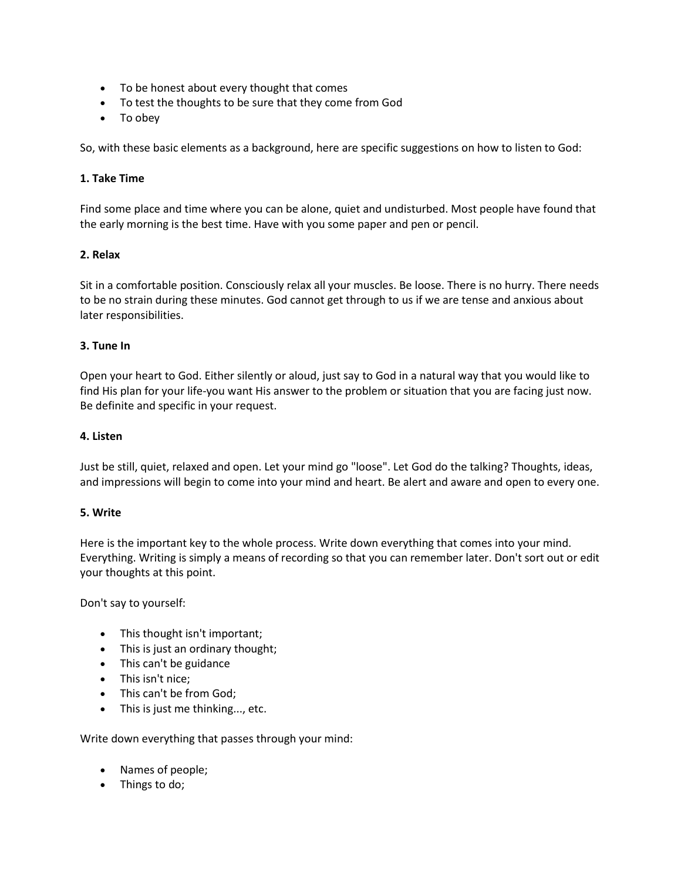- To be honest about every thought that comes
- To test the thoughts to be sure that they come from God
- To obey

So, with these basic elements as a background, here are specific suggestions on how to listen to God:

**1. Take Time**

Find some place and time where you can be alone, quiet and undisturbed. Most people have found that the early morning is the best time. Have with you some paper and pen or pencil.

**2. Relax**

Sit in a comfortable position. Consciously relax all your muscles. Be loose. There is no hurry. There needs to be no strain during these minutes. God cannot get through to us if we are tense and anxious about later responsibilities.

**3. Tune In**

Open your heart to God. Either silently or aloud, just say to God in a natural way that you would like to find His plan for your life-you want His answer to the problem or situation that you are facing just now. Be definite and specific in your request.

**4. Listen**

Just be still, quiet, relaxed and open. Let your mind go "loose". Let God do the talking? Thoughts, ideas, and impressions will begin to come into your mind and heart. Be alert and aware and open to every one.

**5. Write**

Here is the important key to the whole process. Write down everything that comes into your mind. Everything. Writing is simply a means of recording so that you can remember later. Don't sort out or edit your thoughts at this point.

Don't say to yourself:

- This thought isn't important;
- This is just an ordinary thought;
- This can't be guidance
- This isn't nice;
- This can't be from God;
- This is just me thinking..., etc.

Write down everything that passes through your mind:

- Names of people;
- Things to do;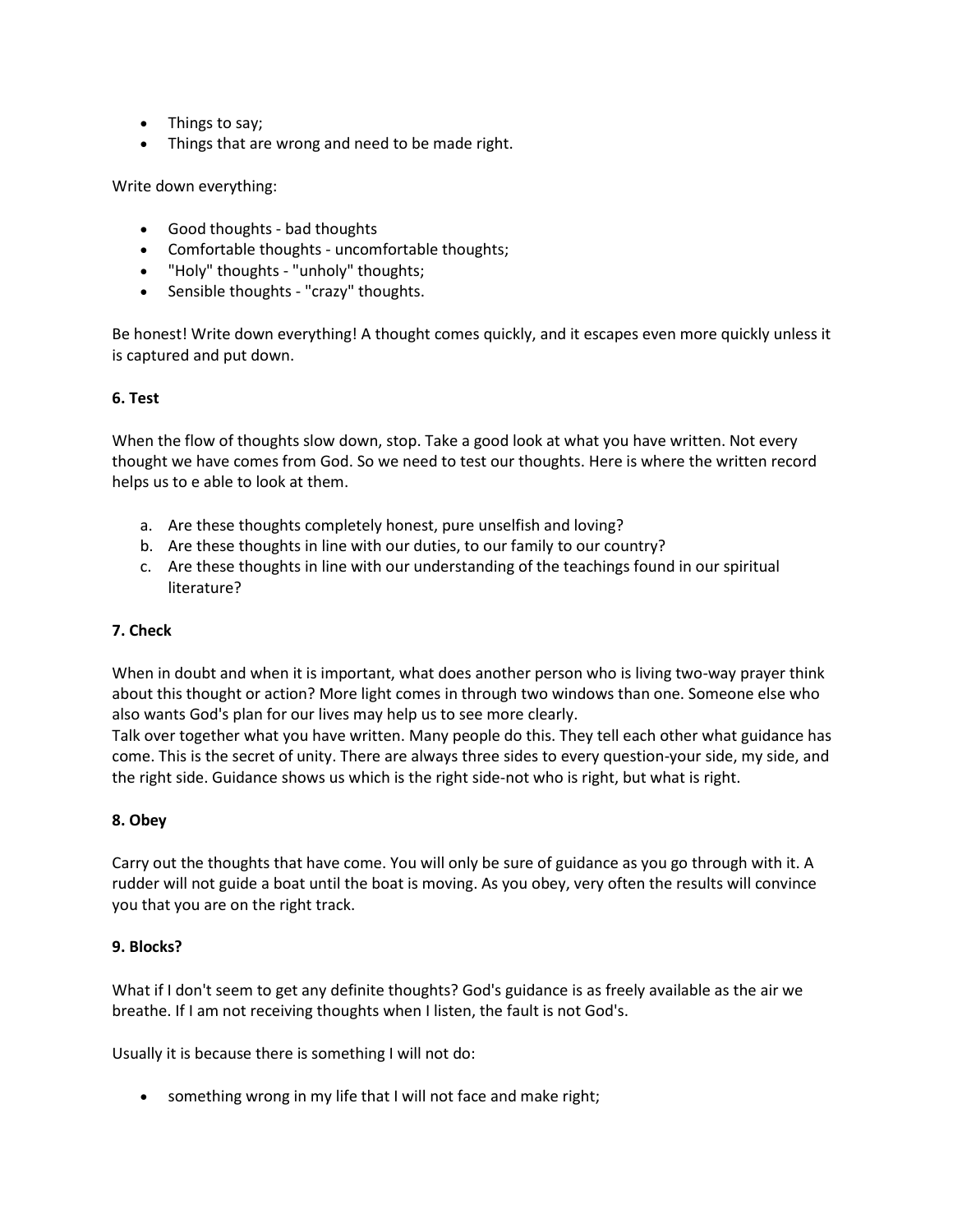- Things to say;
- Things that are wrong and need to be made right.

Write down everything:

- Good thoughts - bad thoughts
- Comfortable thoughts - uncomfortable thoughts;
- "Holy" thoughts - "unholy" thoughts;
- Sensible thoughts - "crazy" thoughts.

Be honest! Write down everything! A thought comes quickly, and it escapes even more quickly unless it is captured and put down.

**6. Test**

When the flow of thoughts slow down, stop. Take a good look at what you have written. Not every thought we have comes from God. So we need to test our thoughts. Here is where the written record helps us to e able to look at them.

a. Are these thoughts completely honest, pure unselfish and loving?
b. Are these thoughts in line with our duties, to our family to our country?
c. Are these thoughts in line with our understanding of the teachings found in our spiritual literature?

**7. Check**

When in doubt and when it is important, what does another person who is living two-way prayer think about this thought or action? More light comes in through two windows than one. Someone else who also wants God's plan for our lives may help us to see more clearly.
Talk over together what you have written. Many people do this. They tell each other what guidance has come. This is the secret of unity. There are always three sides to every question-your side, my side, and the right side. Guidance shows us which is the right side-not who is right, but what is right.

**8. Obey**

Carry out the thoughts that have come. You will only be sure of guidance as you go through with it. A rudder will not guide a boat until the boat is moving. As you obey, very often the results will convince you that you are on the right track.

**9. Blocks?**

What if I don't seem to get any definite thoughts? God's guidance is as freely available as the air we breathe. If I am not receiving thoughts when I listen, the fault is not God's.

Usually it is because there is something I will not do:

- something wrong in my life that I will not face and make right;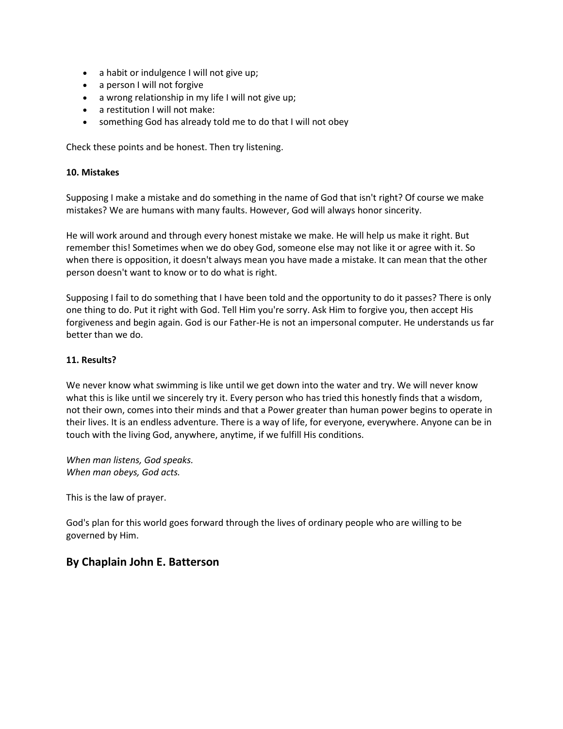- a habit or indulgence I will not give up;
- a person I will not forgive
- a wrong relationship in my life I will not give up;
- a restitution I will not make:
- something God has already told me to do that I will not obey

Check these points and be honest. Then try listening.

**10. Mistakes**

Supposing I make a mistake and do something in the name of God that isn't right? Of course we make mistakes? We are humans with many faults. However, God will always honor sincerity.

He will work around and through every honest mistake we make. He will help us make it right. But remember this! Sometimes when we do obey God, someone else may not like it or agree with it. So when there is opposition, it doesn't always mean you have made a mistake. It can mean that the other person doesn't want to know or to do what is right.

Supposing I fail to do something that I have been told and the opportunity to do it passes? There is only one thing to do. Put it right with God. Tell Him you're sorry. Ask Him to forgive you, then accept His forgiveness and begin again. God is our Father-He is not an impersonal computer. He understands us far better than we do.

**11. Results?**

We never know what swimming is like until we get down into the water and try. We will never know what this is like until we sincerely try it. Every person who has tried this honestly finds that a wisdom, not their own, comes into their minds and that a Power greater than human power begins to operate in their lives. It is an endless adventure. There is a way of life, for everyone, everywhere. Anyone can be in touch with the living God, anywhere, anytime, if we fulfill His conditions.

*When man listens, God speaks.*
*When man obeys, God acts.*

This is the law of prayer.

God's plan for this world goes forward through the lives of ordinary people who are willing to be governed by Him.

## By Chaplain John E. Batterson